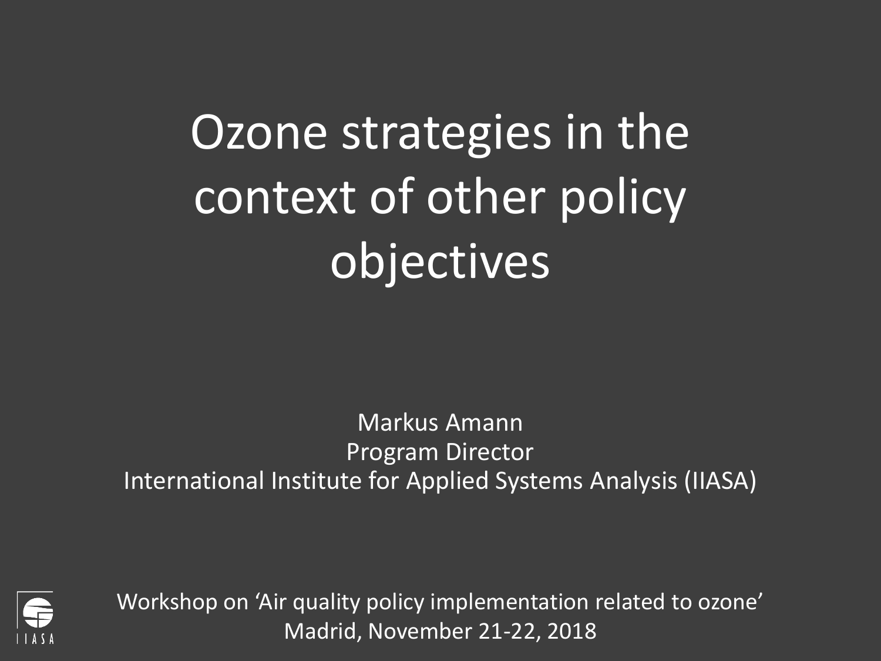# Ozone strategies in the context of other policy objectives

Markus Amann
Program Director
International Institute for Applied Systems Analysis (IIASA)

IIASA

Workshop on 'Air quality policy implementation related to ozone'
Madrid, November 21-22, 2018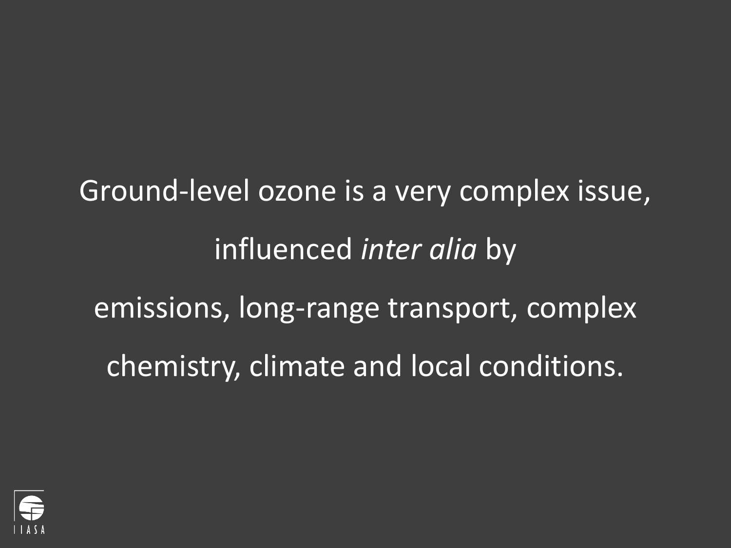Ground-level ozone is a very complex issue, influenced *inter alia* by emissions, long-range transport, complex chemistry, climate and local conditions.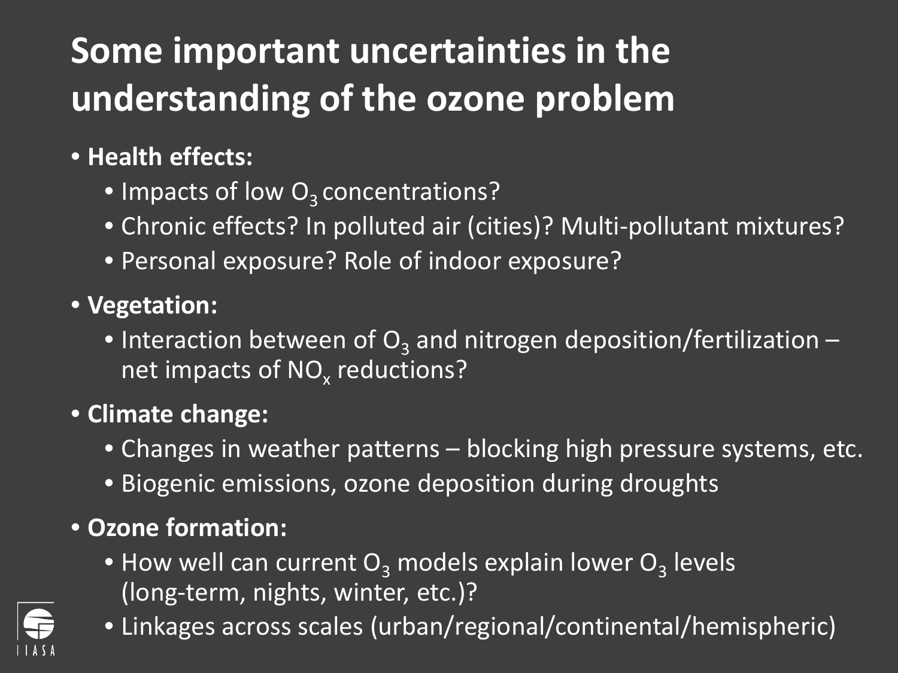# Some important uncertainties in the understanding of the ozone problem

- **Health effects:**
  - Impacts of low $O_3$ concentrations?
  - Chronic effects? In polluted air (cities)? Multi-pollutant mixtures?
  - Personal exposure? Role of indoor exposure?
- **Vegetation:**
  - Interaction between of $O_3$ and nitrogen deposition/fertilization – net impacts of $NO_x$ reductions?
- **Climate change:**
  - Changes in weather patterns – blocking high pressure systems, etc.
  - Biogenic emissions, ozone deposition during droughts
- **Ozone formation:**
  - How well can current $O_3$ models explain lower $O_3$ levels (long-term, nights, winter, etc.)?
  - Linkages across scales (urban/regional/continental/hemispheric)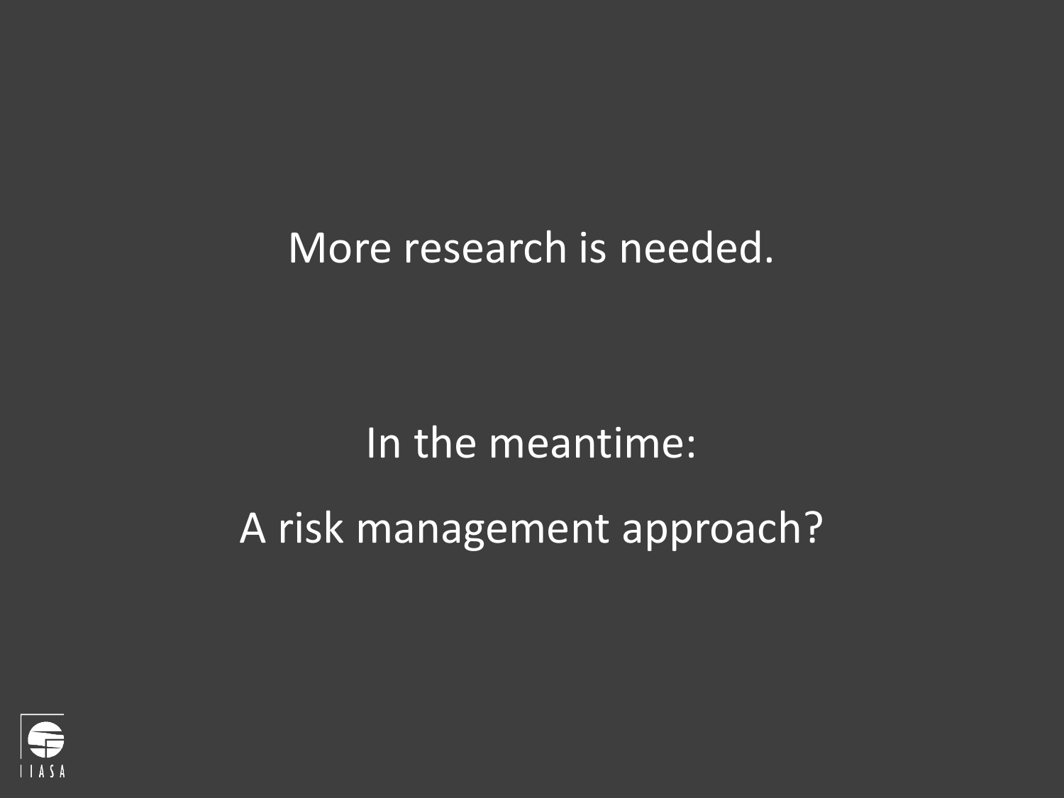More research is needed.

In the meantime:

A risk management approach?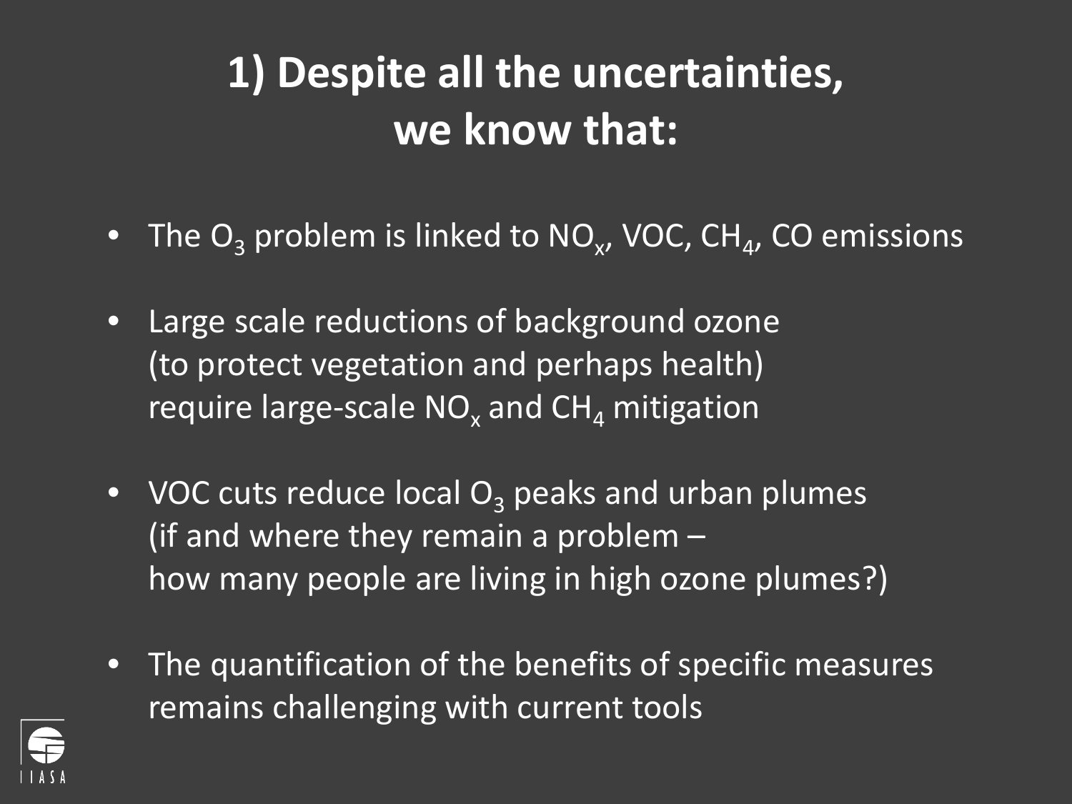# 1) Despite all the uncertainties, we know that:

- The $O_3$ problem is linked to $NO_x$, VOC, $CH_4$, CO emissions

- Large scale reductions of background ozone (to protect vegetation and perhaps health) require large-scale $NO_x$ and $CH_4$ mitigation

- VOC cuts reduce local $O_3$ peaks and urban plumes (if and where they remain a problem – how many people are living in high ozone plumes?)

- The quantification of the benefits of specific measures remains challenging with current tools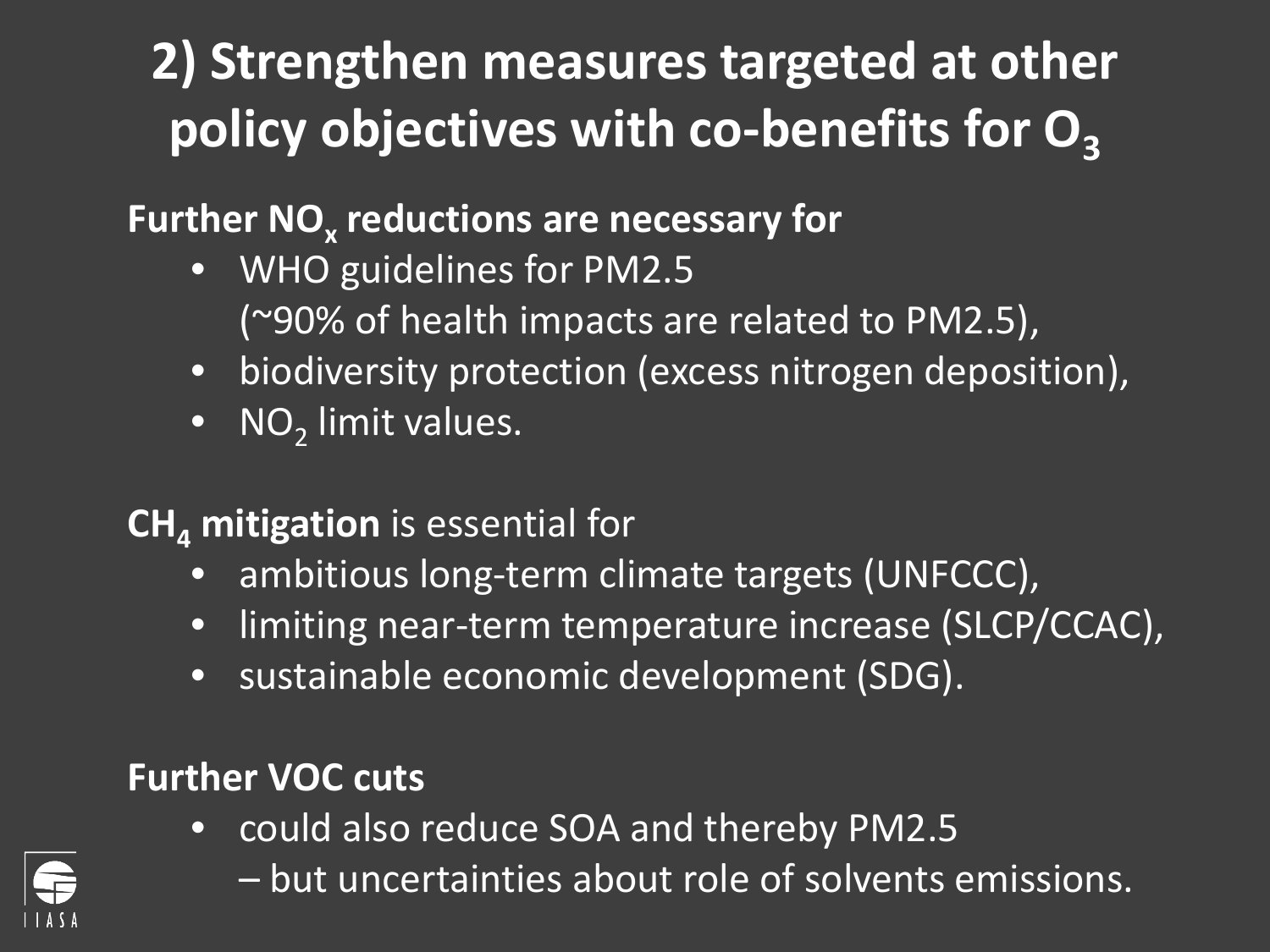# 2) Strengthen measures targeted at other policy objectives with co-benefits for $O_3$

**Further $NO_x$ reductions are necessary for**

- WHO guidelines for PM2.5 (~90% of health impacts are related to PM2.5),
- biodiversity protection (excess nitrogen deposition),
- $NO_2$ limit values.

**$CH_4$ mitigation** is essential for

- ambitious long-term climate targets (UNFCCC),
- limiting near-term temperature increase (SLCP/CCAC),
- sustainable economic development (SDG).

**Further VOC cuts**

- could also reduce SOA and thereby PM2.5 – but uncertainties about role of solvents emissions.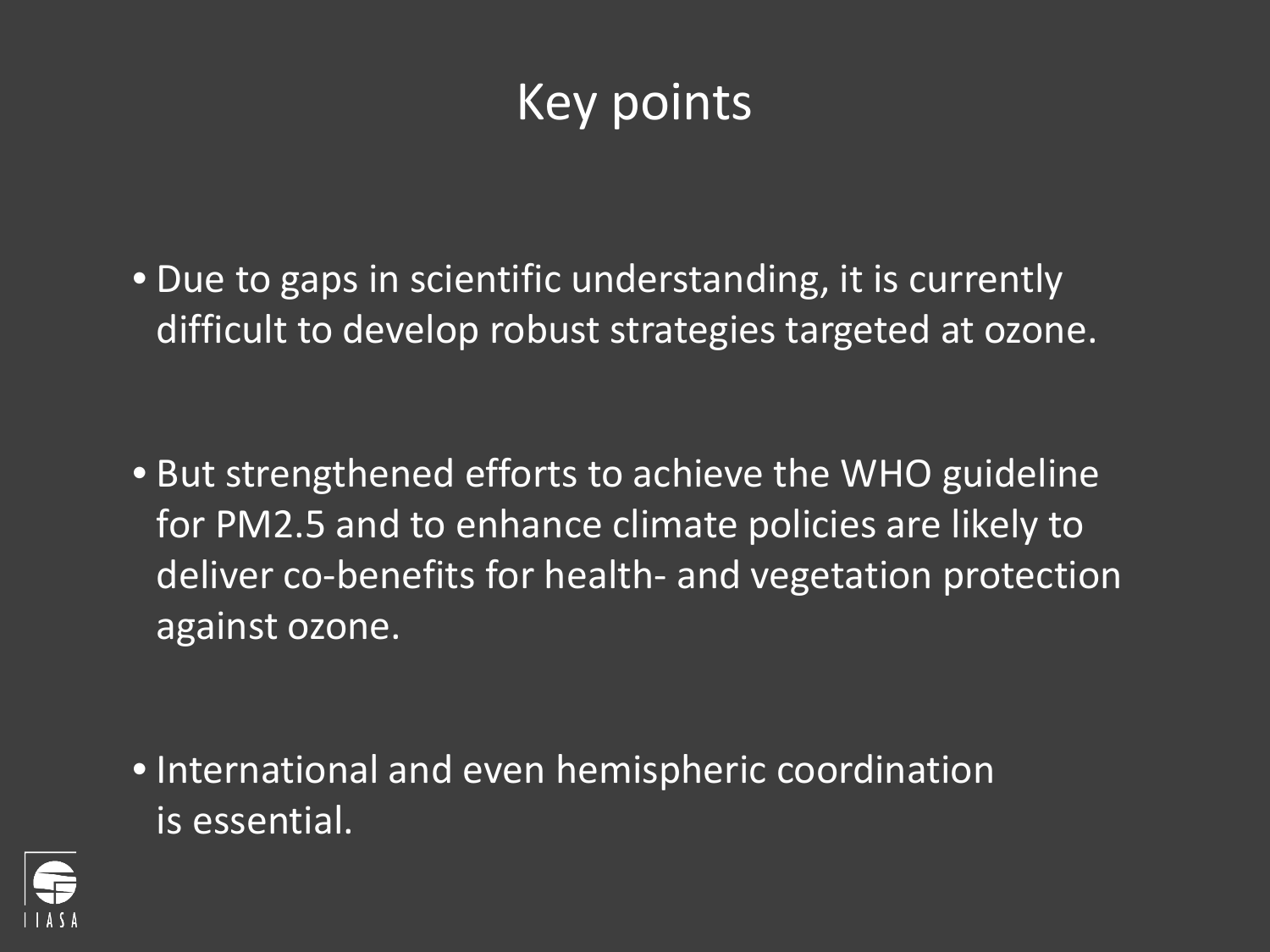# Key points

- Due to gaps in scientific understanding, it is currently difficult to develop robust strategies targeted at ozone.
- But strengthened efforts to achieve the WHO guideline for PM2.5 and to enhance climate policies are likely to deliver co-benefits for health- and vegetation protection against ozone.
- International and even hemispheric coordination is essential.

IIASA